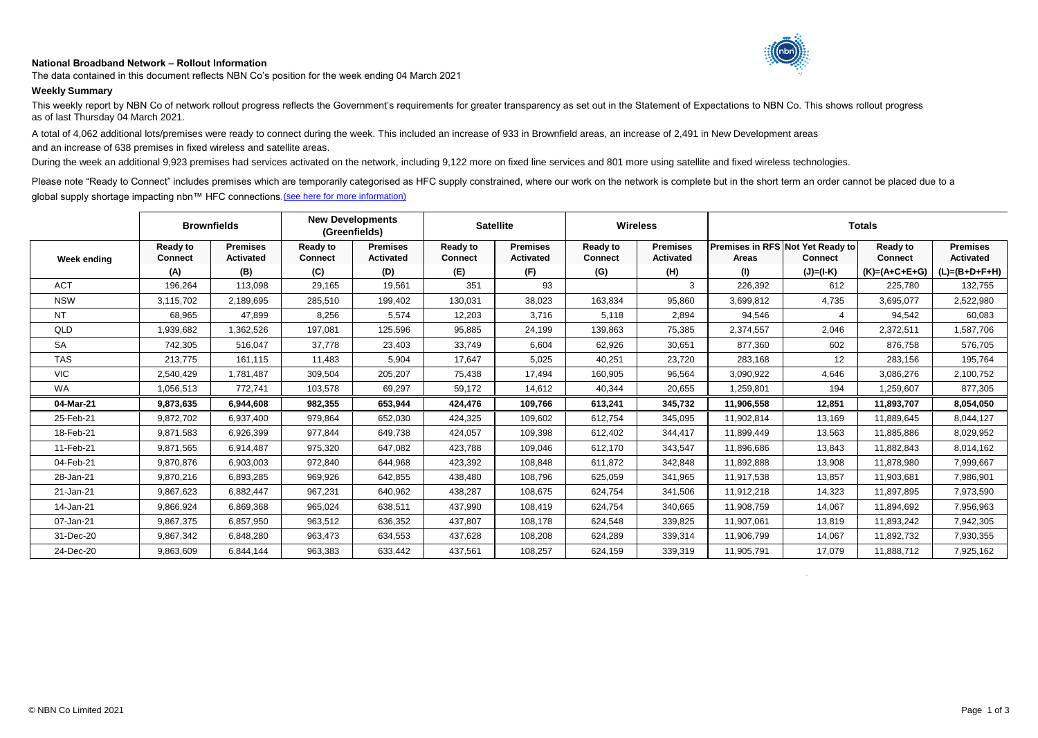**National Broadband Network – Rollout Information**

The data contained in this document reflects NBN Co's position for the week ending 04 March 2021

**Weekly Summary**

This weekly report by NBN Co of network rollout progress reflects the Government's requirements for greater transparency as set out in the Statement of Expectations to NBN Co. This shows rollout progress as of last Thursday 04 March 2021.

A total of 4,062 additional lots/premises were ready to connect during the week. This included an increase of 933 in Brownfield areas, an increase of 2,491 in New Development areas and an increase of 638 premises in fixed wireless and satellite areas.

During the week an additional 9,923 premises had services activated on the network, including 9,122 more on fixed line services and 801 more using satellite and fixed wireless technologies.

Please note "Ready to Connect" includes premises which are temporarily categorised as HFC supply constrained, where our work on the network is complete but in the short term an order cannot be placed due to a global supply shortage impacting nbn™ HFC connections. (see here for more information)

| | Brownfields | | New Developments (Greenfields) | | Satellite | | Wireless | | Totals | | | |
|---|---|---|---|---|---|---|---|---|---|---|---|---|
| Week ending | Ready to Connect | Premises Activated | Ready to Connect | Premises Activated | Ready to Connect | Premises Activated | Ready to Connect | Premises Activated | Premises in RFS Areas | Not Yet Ready to Connect | Ready to Connect | Premises Activated |
| | (A) | (B) | (C) | (D) | (E) | (F) | (G) | (H) | (I) | (J)=(I-K) | (K)=(A+C+E+G) | (L)=(B+D+F+H) |
| ACT | 196,264 | 113,098 | 29,165 | 19,561 | 351 | 93 | | 3 | 226,392 | 612 | 225,780 | 132,755 |
| NSW | 3,115,702 | 2,189,695 | 285,510 | 199,402 | 130,031 | 38,023 | 163,834 | 95,860 | 3,699,812 | 4,735 | 3,695,077 | 2,522,980 |
| NT | 68,965 | 47,899 | 8,256 | 5,574 | 12,203 | 3,716 | 5,118 | 2,894 | 94,546 | 4 | 94,542 | 60,083 |
| QLD | 1,939,682 | 1,362,526 | 197,081 | 125,596 | 95,885 | 24,199 | 139,863 | 75,385 | 2,374,557 | 2,046 | 2,372,511 | 1,587,706 |
| SA | 742,305 | 516,047 | 37,778 | 23,403 | 33,749 | 6,604 | 62,926 | 30,651 | 877,360 | 602 | 876,758 | 576,705 |
| TAS | 213,775 | 161,115 | 11,483 | 5,904 | 17,647 | 5,025 | 40,251 | 23,720 | 283,168 | 12 | 283,156 | 195,764 |
| VIC | 2,540,429 | 1,781,487 | 309,504 | 205,207 | 75,438 | 17,494 | 160,905 | 96,564 | 3,090,922 | 4,646 | 3,086,276 | 2,100,752 |
| WA | 1,056,513 | 772,741 | 103,578 | 69,297 | 59,172 | 14,612 | 40,344 | 20,655 | 1,259,801 | 194 | 1,259,607 | 877,305 |
| **04-Mar-21** | **9,873,635** | **6,944,608** | **982,355** | **653,944** | **424,476** | **109,766** | **613,241** | **345,732** | **11,906,558** | **12,851** | **11,893,707** | **8,054,050** |
| 25-Feb-21 | 9,872,702 | 6,937,400 | 979,864 | 652,030 | 424,325 | 109,602 | 612,754 | 345,095 | 11,902,814 | 13,169 | 11,889,645 | 8,044,127 |
| 18-Feb-21 | 9,871,583 | 6,926,399 | 977,844 | 649,738 | 424,057 | 109,398 | 612,402 | 344,417 | 11,899,449 | 13,563 | 11,885,886 | 8,029,952 |
| 11-Feb-21 | 9,871,565 | 6,914,487 | 975,320 | 647,082 | 423,788 | 109,046 | 612,170 | 343,547 | 11,896,686 | 13,843 | 11,882,843 | 8,014,162 |
| 04-Feb-21 | 9,870,876 | 6,903,003 | 972,840 | 644,968 | 423,392 | 108,848 | 611,872 | 342,848 | 11,892,888 | 13,908 | 11,878,980 | 7,999,667 |
| 28-Jan-21 | 9,870,216 | 6,893,285 | 969,926 | 642,855 | 438,480 | 108,796 | 625,059 | 341,965 | 11,917,538 | 13,857 | 11,903,681 | 7,986,901 |
| 21-Jan-21 | 9,867,623 | 6,882,447 | 967,231 | 640,962 | 438,287 | 108,675 | 624,754 | 341,506 | 11,912,218 | 14,323 | 11,897,895 | 7,973,590 |
| 14-Jan-21 | 9,866,924 | 6,869,368 | 965,024 | 638,511 | 437,990 | 108,419 | 624,754 | 340,665 | 11,908,759 | 14,067 | 11,894,692 | 7,956,963 |
| 07-Jan-21 | 9,867,375 | 6,857,950 | 963,512 | 636,352 | 437,807 | 108,178 | 624,548 | 339,825 | 11,907,061 | 13,819 | 11,893,242 | 7,942,305 |
| 31-Dec-20 | 9,867,342 | 6,848,280 | 963,473 | 634,553 | 437,628 | 108,208 | 624,289 | 339,314 | 11,906,799 | 14,067 | 11,892,732 | 7,930,355 |
| 24-Dec-20 | 9,863,609 | 6,844,144 | 963,383 | 633,442 | 437,561 | 108,257 | 624,159 | 339,319 | 11,905,791 | 17,079 | 11,888,712 | 7,925,162 |

© NBN Co Limited 2021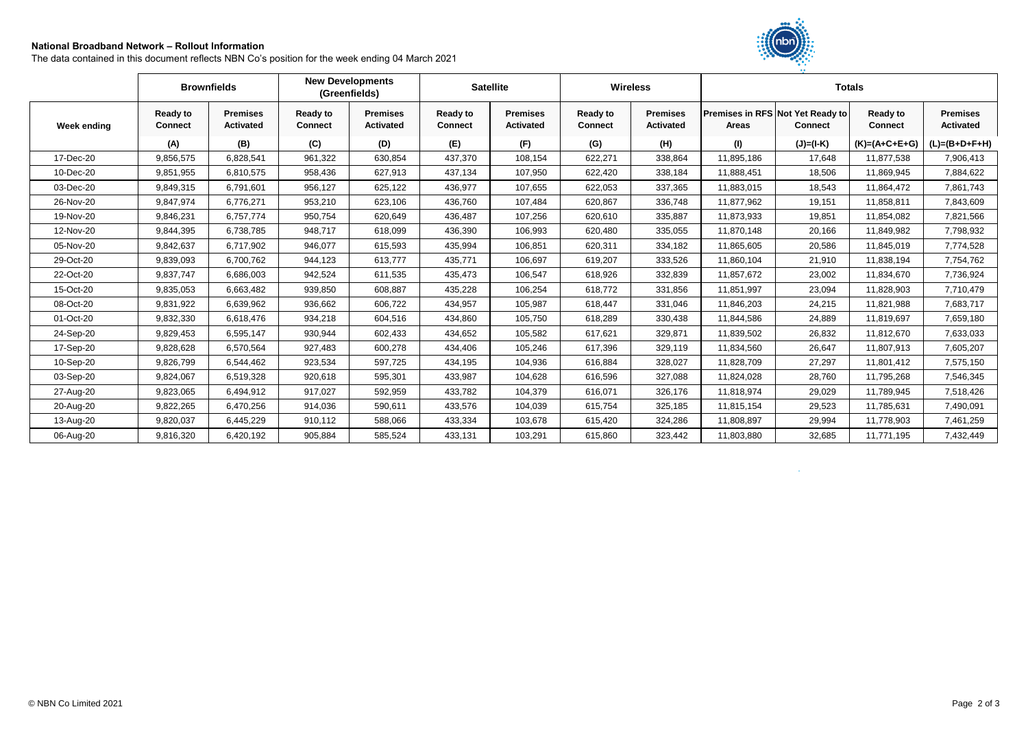**National Broadband Network – Rollout Information**

The data contained in this document reflects NBN Co's position for the week ending 04 March 2021

| | Brownfields | | New Developments (Greenfields) | | Satellite | | Wireless | | Totals | | | |
|---|---|---|---|---|---|---|---|---|---|---|---|---|
| Week ending | Ready to Connect | Premises Activated | Ready to Connect | Premises Activated | Ready to Connect | Premises Activated | Ready to Connect | Premises Activated | Premises in RFS Areas | Not Yet Ready to Connect | Ready to Connect | Premises Activated |
| | (A) | (B) | (C) | (D) | (E) | (F) | (G) | (H) | (I) | (J)=(I-K) | (K)=(A+C+E+G) | (L)=(B+D+F+H) |
| 17-Dec-20 | 9,856,575 | 6,828,541 | 961,322 | 630,854 | 437,370 | 108,154 | 622,271 | 338,864 | 11,895,186 | 17,648 | 11,877,538 | 7,906,413 |
| 10-Dec-20 | 9,851,955 | 6,810,575 | 958,436 | 627,913 | 437,134 | 107,950 | 622,420 | 338,184 | 11,888,451 | 18,506 | 11,869,945 | 7,884,622 |
| 03-Dec-20 | 9,849,315 | 6,791,601 | 956,127 | 625,122 | 436,977 | 107,655 | 622,053 | 337,365 | 11,883,015 | 18,543 | 11,864,472 | 7,861,743 |
| 26-Nov-20 | 9,847,974 | 6,776,271 | 953,210 | 623,106 | 436,760 | 107,484 | 620,867 | 336,748 | 11,877,962 | 19,151 | 11,858,811 | 7,843,609 |
| 19-Nov-20 | 9,846,231 | 6,757,774 | 950,754 | 620,649 | 436,487 | 107,256 | 620,610 | 335,887 | 11,873,933 | 19,851 | 11,854,082 | 7,821,566 |
| 12-Nov-20 | 9,844,395 | 6,738,785 | 948,717 | 618,099 | 436,390 | 106,993 | 620,480 | 335,055 | 11,870,148 | 20,166 | 11,849,982 | 7,798,932 |
| 05-Nov-20 | 9,842,637 | 6,717,902 | 946,077 | 615,593 | 435,994 | 106,851 | 620,311 | 334,182 | 11,865,605 | 20,586 | 11,845,019 | 7,774,528 |
| 29-Oct-20 | 9,839,093 | 6,700,762 | 944,123 | 613,777 | 435,771 | 106,697 | 619,207 | 333,526 | 11,860,104 | 21,910 | 11,838,194 | 7,754,762 |
| 22-Oct-20 | 9,837,747 | 6,686,003 | 942,524 | 611,535 | 435,473 | 106,547 | 618,926 | 332,839 | 11,857,672 | 23,002 | 11,834,670 | 7,736,924 |
| 15-Oct-20 | 9,835,053 | 6,663,482 | 939,850 | 608,887 | 435,228 | 106,254 | 618,772 | 331,856 | 11,851,997 | 23,094 | 11,828,903 | 7,710,479 |
| 08-Oct-20 | 9,831,922 | 6,639,962 | 936,662 | 606,722 | 434,957 | 105,987 | 618,447 | 331,046 | 11,846,203 | 24,215 | 11,821,988 | 7,683,717 |
| 01-Oct-20 | 9,832,330 | 6,618,476 | 934,218 | 604,516 | 434,860 | 105,750 | 618,289 | 330,438 | 11,844,586 | 24,889 | 11,819,697 | 7,659,180 |
| 24-Sep-20 | 9,829,453 | 6,595,147 | 930,944 | 602,433 | 434,652 | 105,582 | 617,621 | 329,871 | 11,839,502 | 26,832 | 11,812,670 | 7,633,033 |
| 17-Sep-20 | 9,828,628 | 6,570,564 | 927,483 | 600,278 | 434,406 | 105,246 | 617,396 | 329,119 | 11,834,560 | 26,647 | 11,807,913 | 7,605,207 |
| 10-Sep-20 | 9,826,799 | 6,544,462 | 923,534 | 597,725 | 434,195 | 104,936 | 616,884 | 328,027 | 11,828,709 | 27,297 | 11,801,412 | 7,575,150 |
| 03-Sep-20 | 9,824,067 | 6,519,328 | 920,618 | 595,301 | 433,987 | 104,628 | 616,596 | 327,088 | 11,824,028 | 28,760 | 11,795,268 | 7,546,345 |
| 27-Aug-20 | 9,823,065 | 6,494,912 | 917,027 | 592,959 | 433,782 | 104,379 | 616,071 | 326,176 | 11,818,974 | 29,029 | 11,789,945 | 7,518,426 |
| 20-Aug-20 | 9,822,265 | 6,470,256 | 914,036 | 590,611 | 433,576 | 104,039 | 615,754 | 325,185 | 11,815,154 | 29,523 | 11,785,631 | 7,490,091 |
| 13-Aug-20 | 9,820,037 | 6,445,229 | 910,112 | 588,066 | 433,334 | 103,678 | 615,420 | 324,286 | 11,808,897 | 29,994 | 11,778,903 | 7,461,259 |
| 06-Aug-20 | 9,816,320 | 6,420,192 | 905,884 | 585,524 | 433,131 | 103,291 | 615,860 | 323,442 | 11,803,880 | 32,685 | 11,771,195 | 7,432,449 |

© NBN Co Limited 2021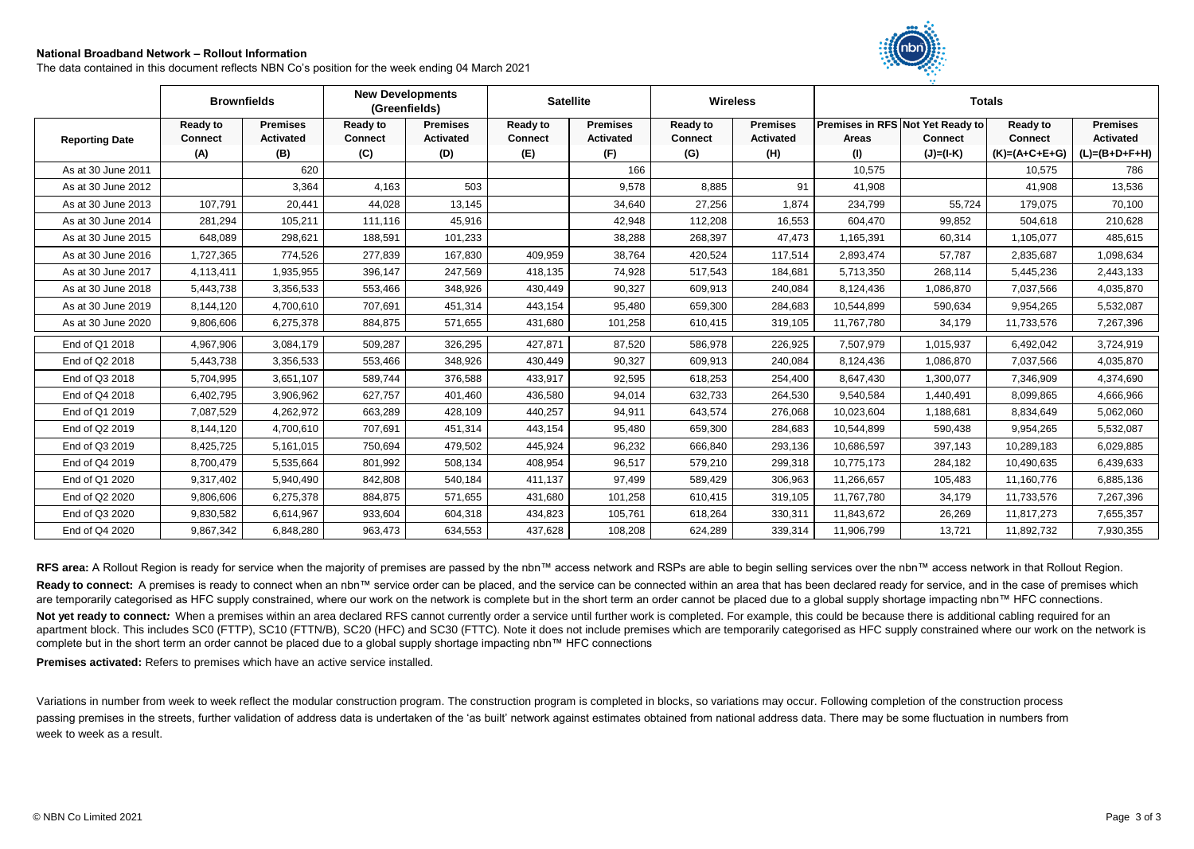**National Broadband Network – Rollout Information**

The data contained in this document reflects NBN Co's position for the week ending 04 March 2021

| | Brownfields | | New Developments (Greenfields) | | Satellite | | Wireless | | Totals | | | |
|---|---|---|---|---|---|---|---|---|---|---|---|---|
| Reporting Date | Ready to Connect (A) | Premises Activated (B) | Ready to Connect (C) | Premises Activated (D) | Ready to Connect (E) | Premises Activated (F) | Ready to Connect (G) | Premises Activated (H) | Premises in RFS Areas (I) | Not Yet Ready to Connect (J)=(I-K) | Ready to Connect (K)=(A+C+E+G) | Premises Activated (L)=(B+D+F+H) |
| As at 30 June 2011 | | 620 | | | | 166 | | | 10,575 | | 10,575 | 786 |
| As at 30 June 2012 | | 3,364 | 4,163 | 503 | | 9,578 | 8,885 | 91 | 41,908 | | 41,908 | 13,536 |
| As at 30 June 2013 | 107,791 | 20,441 | 44,028 | 13,145 | | 34,640 | 27,256 | 1,874 | 234,799 | 55,724 | 179,075 | 70,100 |
| As at 30 June 2014 | 281,294 | 105,211 | 111,116 | 45,916 | | 42,948 | 112,208 | 16,553 | 604,470 | 99,852 | 504,618 | 210,628 |
| As at 30 June 2015 | 648,089 | 298,621 | 188,591 | 101,233 | | 38,288 | 268,397 | 47,473 | 1,165,391 | 60,314 | 1,105,077 | 485,615 |
| As at 30 June 2016 | 1,727,365 | 774,526 | 277,839 | 167,830 | 409,959 | 38,764 | 420,524 | 117,514 | 2,893,474 | 57,787 | 2,835,687 | 1,098,634 |
| As at 30 June 2017 | 4,113,411 | 1,935,955 | 396,147 | 247,569 | 418,135 | 74,928 | 517,543 | 184,681 | 5,713,350 | 268,114 | 5,445,236 | 2,443,133 |
| As at 30 June 2018 | 5,443,738 | 3,356,533 | 553,466 | 348,926 | 430,449 | 90,327 | 609,913 | 240,084 | 8,124,436 | 1,086,870 | 7,037,566 | 4,035,870 |
| As at 30 June 2019 | 8,144,120 | 4,700,610 | 707,691 | 451,314 | 443,154 | 95,480 | 659,300 | 284,683 | 10,544,899 | 590,634 | 9,954,265 | 5,532,087 |
| As at 30 June 2020 | 9,806,606 | 6,275,378 | 884,875 | 571,655 | 431,680 | 101,258 | 610,415 | 319,105 | 11,767,780 | 34,179 | 11,733,576 | 7,267,396 |
| End of Q1 2018 | 4,967,906 | 3,084,179 | 509,287 | 326,295 | 427,871 | 87,520 | 586,978 | 226,925 | 7,507,979 | 1,015,937 | 6,492,042 | 3,724,919 |
| End of Q2 2018 | 5,443,738 | 3,356,533 | 553,466 | 348,926 | 430,449 | 90,327 | 609,913 | 240,084 | 8,124,436 | 1,086,870 | 7,037,566 | 4,035,870 |
| End of Q3 2018 | 5,704,995 | 3,651,107 | 589,744 | 376,588 | 433,917 | 92,595 | 618,253 | 254,400 | 8,647,430 | 1,300,077 | 7,346,909 | 4,374,690 |
| End of Q4 2018 | 6,402,795 | 3,906,962 | 627,757 | 401,460 | 436,580 | 94,014 | 632,733 | 264,530 | 9,540,584 | 1,440,491 | 8,099,865 | 4,666,966 |
| End of Q1 2019 | 7,087,529 | 4,262,972 | 663,289 | 428,109 | 440,257 | 94,911 | 643,574 | 276,068 | 10,023,604 | 1,188,681 | 8,834,649 | 5,062,060 |
| End of Q2 2019 | 8,144,120 | 4,700,610 | 707,691 | 451,314 | 443,154 | 95,480 | 659,300 | 284,683 | 10,544,899 | 590,438 | 9,954,265 | 5,532,087 |
| End of Q3 2019 | 8,425,725 | 5,161,015 | 750,694 | 479,502 | 445,924 | 96,232 | 666,840 | 293,136 | 10,686,597 | 397,143 | 10,289,183 | 6,029,885 |
| End of Q4 2019 | 8,700,479 | 5,535,664 | 801,992 | 508,134 | 408,954 | 96,517 | 579,210 | 299,318 | 10,775,173 | 284,182 | 10,490,635 | 6,439,633 |
| End of Q1 2020 | 9,317,402 | 5,940,490 | 842,808 | 540,184 | 411,137 | 97,499 | 589,429 | 306,963 | 11,266,657 | 105,483 | 11,160,776 | 6,885,136 |
| End of Q2 2020 | 9,806,606 | 6,275,378 | 884,875 | 571,655 | 431,680 | 101,258 | 610,415 | 319,105 | 11,767,780 | 34,179 | 11,733,576 | 7,267,396 |
| End of Q3 2020 | 9,830,582 | 6,614,967 | 933,604 | 604,318 | 434,823 | 105,761 | 618,264 | 330,311 | 11,843,672 | 26,269 | 11,817,273 | 7,655,357 |
| End of Q4 2020 | 9,867,342 | 6,848,280 | 963,473 | 634,553 | 437,628 | 108,208 | 624,289 | 339,314 | 11,906,799 | 13,721 | 11,892,732 | 7,930,355 |

**RFS area:** A Rollout Region is ready for service when the majority of premises are passed by the nbn™ access network and RSPs are able to begin selling services over the nbn™ access network in that Rollout Region.

**Ready to connect:** A premises is ready to connect when an nbn™ service order can be placed, and the service can be connected within an area that has been declared ready for service, and in the case of premises which are temporarily categorised as HFC supply constrained, where our work on the network is complete but in the short term an order cannot be placed due to a global supply shortage impacting nbn™ HFC connections.

**Not yet ready to connect***:* When a premises within an area declared RFS cannot currently order a service until further work is completed. For example, this could be because there is additional cabling required for an apartment block. This includes SC0 (FTTP), SC10 (FTTN/B), SC20 (HFC) and SC30 (FTTC). Note it does not include premises which are temporarily categorised as HFC supply constrained where our work on the network is complete but in the short term an order cannot be placed due to a global supply shortage impacting nbn™ HFC connections

**Premises activated:** Refers to premises which have an active service installed.

Variations in number from week to week reflect the modular construction program. The construction program is completed in blocks, so variations may occur. Following completion of the construction process passing premises in the streets, further validation of address data is undertaken of the 'as built' network against estimates obtained from national address data. There may be some fluctuation in numbers from week to week as a result.

© NBN Co Limited 2021